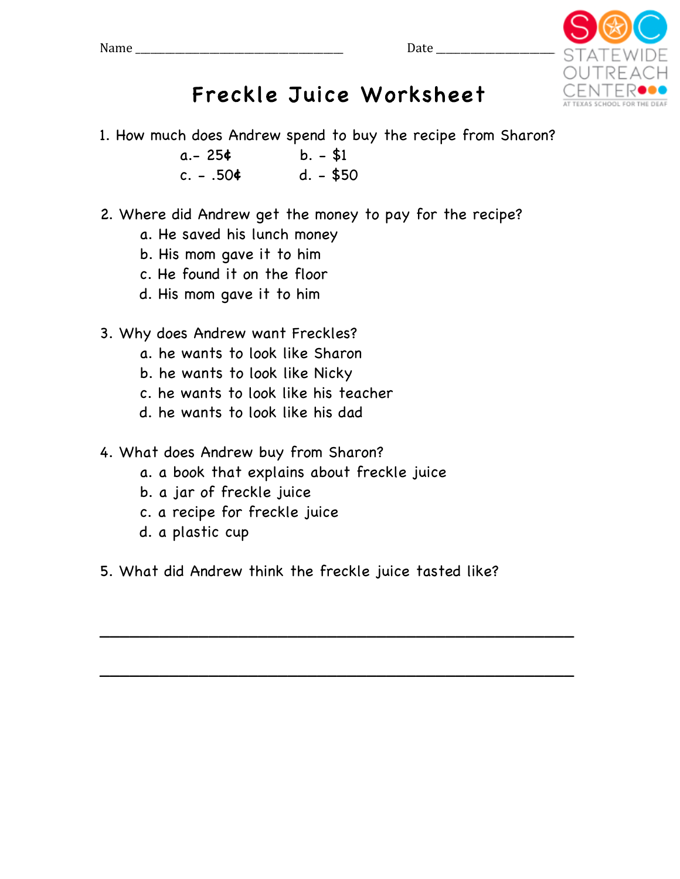Name ___________________________________ Date ____________________

STATEWIDE OUTREACH CENTER AT TEXAS SCHOOL FOR THE DEAF

# Freckle Juice Worksheet

1. How much does Andrew spend to buy the recipe from Sharon?
   - a.- 25¢
   - b. - $1
   - c. - .50¢
   - d. - $50

2. Where did Andrew get the money to pay for the recipe?
   - a. He saved his lunch money
   - b. His mom gave it to him
   - c. He found it on the floor
   - d. His mom gave it to him

3. Why does Andrew want Freckles?
   - a. he wants to look like Sharon
   - b. he wants to look like Nicky
   - c. he wants to look like his teacher
   - d. he wants to look like his dad

4. What does Andrew buy from Sharon?
   - a. a book that explains about freckle juice
   - b. a jar of freckle juice
   - c. a recipe for freckle juice
   - d. a plastic cup

5. What did Andrew think the freckle juice tasted like?

_______________________________________________________________

_______________________________________________________________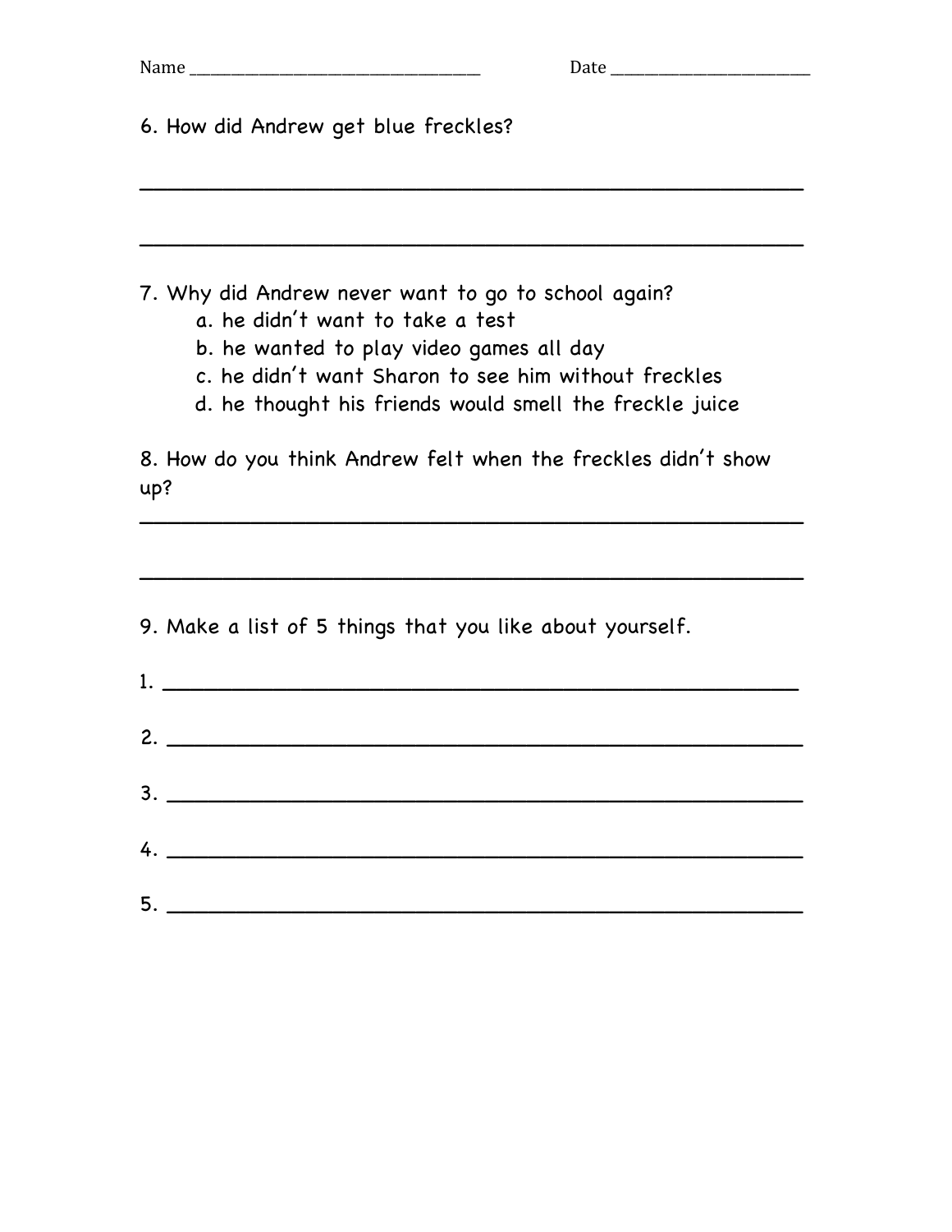Name ______________________________ Date ____________________

6. How did Andrew get blue freckles?

_______________________________________________

_______________________________________________

7. Why did Andrew never want to go to school again?
   a. he didn't want to take a test
   b. he wanted to play video games all day
   c. he didn't want Sharon to see him without freckles
   d. he thought his friends would smell the freckle juice

8. How do you think Andrew felt when the freckles didn't show up?

_______________________________________________

_______________________________________________

9. Make a list of 5 things that you like about yourself.

1. _____________________________________________

2. _____________________________________________

3. _____________________________________________

4. _____________________________________________

5. _____________________________________________